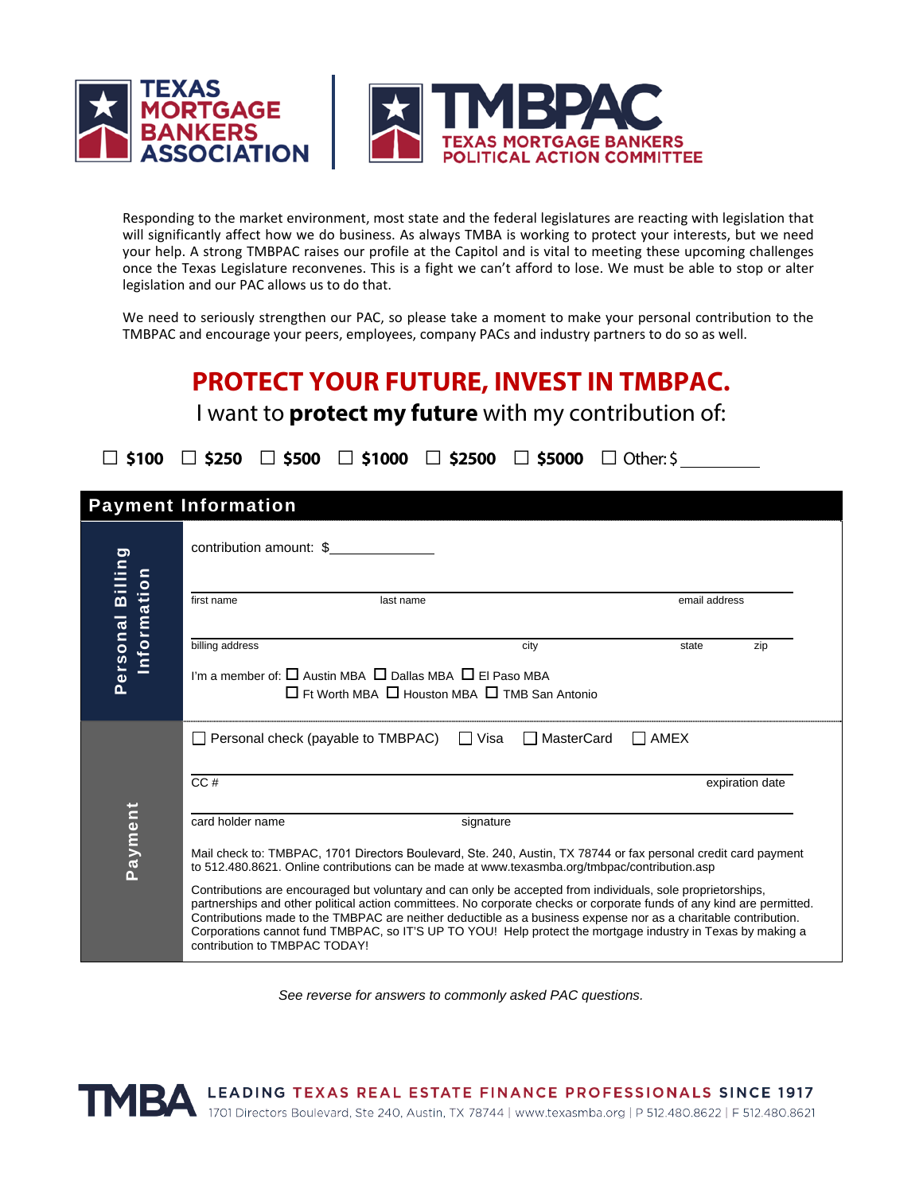TEXAS MORTGAGE BANKERS ASSOCIATION | TMBPAC TEXAS MORTGAGE BANKERS POLITICAL ACTION COMMITTEE

Responding to the market environment, most state and the federal legislatures are reacting with legislation that will significantly affect how we do business. As always TMBA is working to protect your interests, but we need your help. A strong TMBPAC raises our profile at the Capitol and is vital to meeting these upcoming challenges once the Texas Legislature reconvenes. This is a fight we can't afford to lose. We must be able to stop or alter legislation and our PAC allows us to do that.

We need to seriously strengthen our PAC, so please take a moment to make your personal contribution to the TMBPAC and encourage your peers, employees, company PACs and industry partners to do so as well.

# PROTECT YOUR FUTURE, INVEST IN TMBPAC.

I want to **protect my future** with my contribution of:

☐ **$100** ☐ **$250** ☐ **$500** ☐ **$1000** ☐ **$2500** ☐ **$5000** ☐ Other: $ __________

## Payment Information

### Personal Billing Information

contribution amount: $______________

first name ______ last name ______ email address ______

billing address ______ city ______ state ______ zip ______

I'm a member of: ☐ Austin MBA ☐ Dallas MBA ☐ El Paso MBA ☐ Ft Worth MBA ☐ Houston MBA ☐ TMB San Antonio

### Payment

☐ Personal check (payable to TMBPAC) ☐ Visa ☐ MasterCard ☐ AMEX

CC # ______ expiration date ______

card holder name ______ signature ______

Mail check to: TMBPAC, 1701 Directors Boulevard, Ste. 240, Austin, TX 78744 or fax personal credit card payment to 512.480.8621. Online contributions can be made at www.texasmba.org/tmbpac/contribution.asp

Contributions are encouraged but voluntary and can only be accepted from individuals, sole proprietorships, partnerships and other political action committees. No corporate checks or corporate funds of any kind are permitted. Contributions made to the TMBPAC are neither deductible as a business expense nor as a charitable contribution. Corporations cannot fund TMBPAC, so IT'S UP TO YOU! Help protect the mortgage industry in Texas by making a contribution to TMBPAC TODAY!

*See reverse for answers to commonly asked PAC questions.*

TMBA LEADING TEXAS REAL ESTATE FINANCE PROFESSIONALS SINCE 1917
1701 Directors Boulevard, Ste 240, Austin, TX 78744 | www.texasmba.org | P 512.480.8622 | F 512.480.8621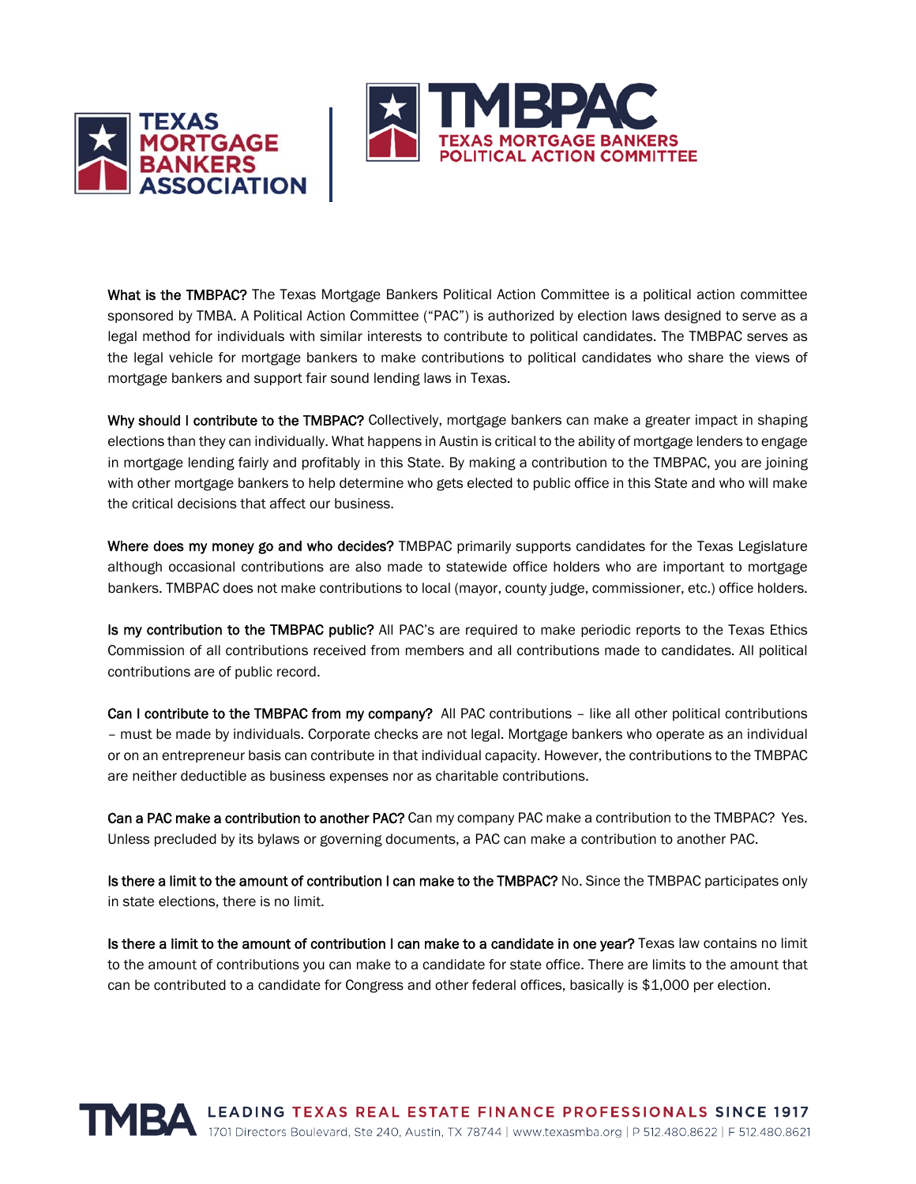TEXAS MORTGAGE BANKERS ASSOCIATION | TMBPAC TEXAS MORTGAGE BANKERS POLITICAL ACTION COMMITTEE

**What is the TMBPAC?** The Texas Mortgage Bankers Political Action Committee is a political action committee sponsored by TMBA. A Political Action Committee ("PAC") is authorized by election laws designed to serve as a legal method for individuals with similar interests to contribute to political candidates. The TMBPAC serves as the legal vehicle for mortgage bankers to make contributions to political candidates who share the views of mortgage bankers and support fair sound lending laws in Texas.

**Why should I contribute to the TMBPAC?** Collectively, mortgage bankers can make a greater impact in shaping elections than they can individually. What happens in Austin is critical to the ability of mortgage lenders to engage in mortgage lending fairly and profitably in this State. By making a contribution to the TMBPAC, you are joining with other mortgage bankers to help determine who gets elected to public office in this State and who will make the critical decisions that affect our business.

**Where does my money go and who decides?** TMBPAC primarily supports candidates for the Texas Legislature although occasional contributions are also made to statewide office holders who are important to mortgage bankers. TMBPAC does not make contributions to local (mayor, county judge, commissioner, etc.) office holders.

**Is my contribution to the TMBPAC public?** All PAC's are required to make periodic reports to the Texas Ethics Commission of all contributions received from members and all contributions made to candidates. All political contributions are of public record.

**Can I contribute to the TMBPAC from my company?** All PAC contributions – like all other political contributions – must be made by individuals. Corporate checks are not legal. Mortgage bankers who operate as an individual or on an entrepreneur basis can contribute in that individual capacity. However, the contributions to the TMBPAC are neither deductible as business expenses nor as charitable contributions.

**Can a PAC make a contribution to another PAC?** Can my company PAC make a contribution to the TMBPAC? Yes. Unless precluded by its bylaws or governing documents, a PAC can make a contribution to another PAC.

**Is there a limit to the amount of contribution I can make to the TMBPAC?** No. Since the TMBPAC participates only in state elections, there is no limit.

**Is there a limit to the amount of contribution I can make to a candidate in one year?** Texas law contains no limit to the amount of contributions you can make to a candidate for state office. There are limits to the amount that can be contributed to a candidate for Congress and other federal offices, basically is $1,000 per election.

TMBA LEADING TEXAS REAL ESTATE FINANCE PROFESSIONALS SINCE 1917
1701 Directors Boulevard, Ste 240, Austin, TX 78744 | www.texasmba.org | P 512.480.8622 | F 512.480.8621